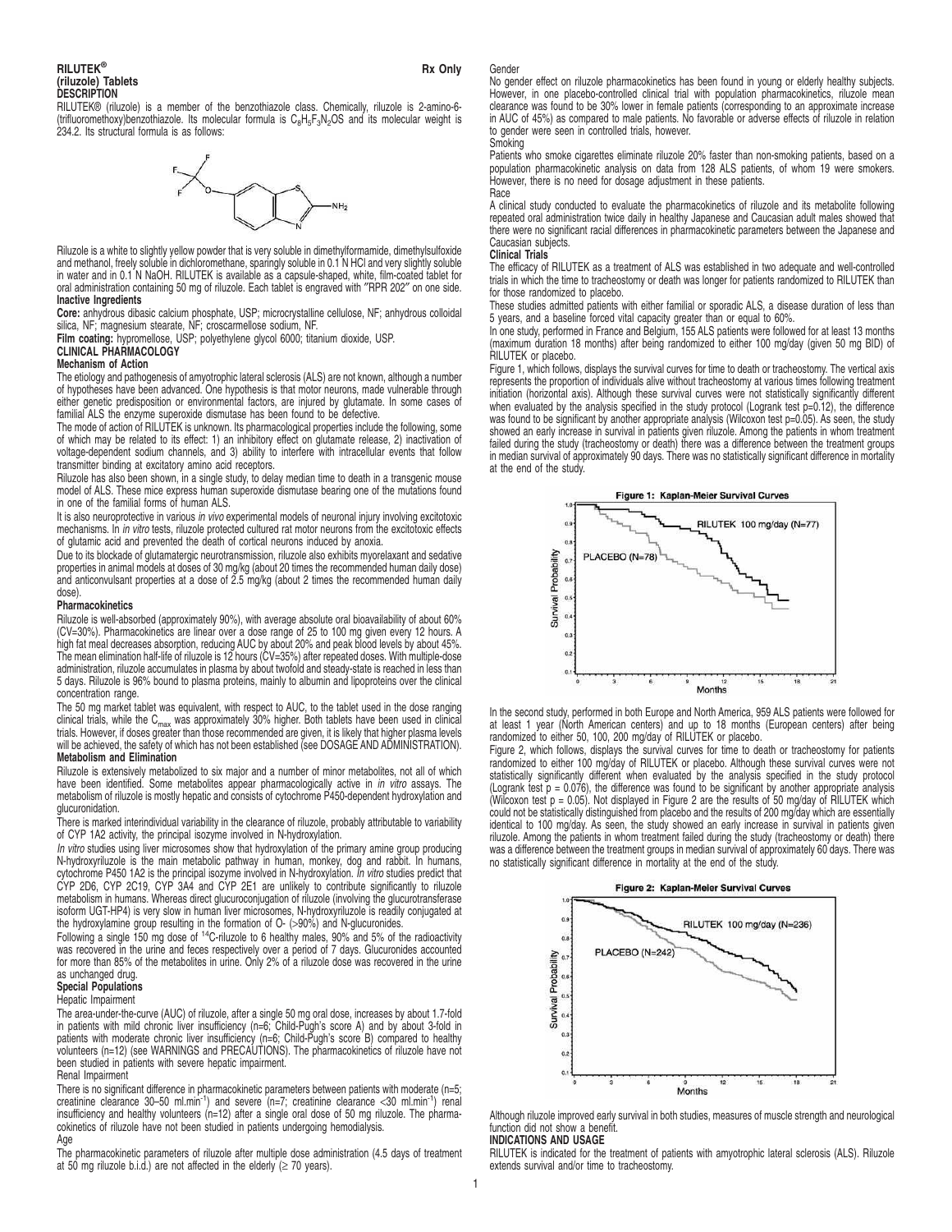# RILUTEK® (riluzole) Tablets

Rx Only

## DESCRIPTION

RILUTEK® (riluzole) is a member of the benzothiazole class. Chemically, riluzole is 2-amino-6-(trifluoromethoxy)benzothiazole. Its molecular formula is $C_8H_5F_3N_2OS$ and its molecular weight is 234.2. Its structural formula is as follows:

Riluzole is a white to slightly yellow powder that is very soluble in dimethylformamide, dimethylsulfoxide and methanol, freely soluble in dichloromethane, sparingly soluble in 0.1 N HCl and very slightly soluble in water and in 0.1 N NaOH. RILUTEK is available as a capsule-shaped, white, film-coated tablet for oral administration containing 50 mg of riluzole. Each tablet is engraved with "RPR 202" on one side.

### Inactive Ingredients

**Core:** anhydrous dibasic calcium phosphate, USP; microcrystalline cellulose, NF; anhydrous colloidal silica, NF; magnesium stearate, NF; croscarmellose sodium, NF.

**Film coating:** hypromellose, USP; polyethylene glycol 6000; titanium dioxide, USP.

## CLINICAL PHARMACOLOGY

### Mechanism of Action

The etiology and pathogenesis of amyotrophic lateral sclerosis (ALS) are not known, although a number of hypotheses have been advanced. One hypothesis is that motor neurons, made vulnerable through either genetic predisposition or environmental factors, are injured by glutamate. In some cases of familial ALS the enzyme superoxide dismutase has been found to be defective.

The mode of action of RILUTEK is unknown. Its pharmacological properties include the following, some of which may be related to its effect: 1) an inhibitory effect on glutamate release, 2) inactivation of voltage-dependent sodium channels, and 3) ability to interfere with intracellular events that follow transmitter binding at excitatory amino acid receptors.

Riluzole has also been shown, in a single study, to delay median time to death in a transgenic mouse model of ALS. These mice express human superoxide dismutase bearing one of the mutations found in one of the familial forms of human ALS.

It is also neuroprotective in various *in vivo* experimental models of neuronal injury involving excitotoxic mechanisms. In *in vitro* tests, riluzole protected cultured rat motor neurons from the excitotoxic effects of glutamic acid and prevented the death of cortical neurons induced by anoxia.

Due to its blockade of glutamatergic neurotransmission, riluzole also exhibits myorelaxant and sedative properties in animal models at doses of 30 mg/kg (about 20 times the recommended human daily dose) and anticonvulsant properties at a dose of 2.5 mg/kg (about 2 times the recommended human daily dose).

### Pharmacokinetics

Riluzole is well-absorbed (approximately 90%), with average absolute oral bioavailability of about 60% (CV=30%). Pharmacokinetics are linear over a dose range of 25 to 100 mg given every 12 hours. A high fat meal decreases absorption, reducing AUC by about 20% and peak blood levels by about 45%. The mean elimination half-life of riluzole is 12 hours (CV=35%) after repeated doses. With multiple-dose administration, riluzole accumulates in plasma by about twofold and steady-state is reached in less than 5 days. Riluzole is 96% bound to plasma proteins, mainly to albumin and lipoproteins over the clinical concentration range.

The 50 mg market tablet was equivalent, with respect to AUC, to the tablet used in the dose ranging clinical trials, while the $C_{max}$ was approximately 30% higher. Both tablets have been used in clinical trials. However, if doses greater than those recommended are given, it is likely that higher plasma levels will be achieved, the safety of which has not been established (see DOSAGE AND ADMINISTRATION).

### Metabolism and Elimination

Riluzole is extensively metabolized to six major and a number of minor metabolites, not all of which have been identified. Some metabolites appear pharmacologically active in *in vitro* assays. The metabolism of riluzole is mostly hepatic and consists of cytochrome P450-dependent hydroxylation and glucuronidation.

There is marked interindividual variability in the clearance of riluzole, probably attributable to variability of CYP 1A2 activity, the principal isozyme involved in N-hydroxylation.

*In vitro* studies using liver microsomes show that hydroxylation of the primary amine group producing N-hydroxyriluzole is the main metabolic pathway in human, monkey, dog and rabbit. In humans, cytochrome P450 1A2 is the principal isozyme involved in N-hydroxylation. *In vitro* studies predict that CYP 2D6, CYP 2C19, CYP 3A4 and CYP 2E1 are unlikely to contribute significantly to riluzole metabolism in humans. Whereas direct glucuroconjugation of riluzole (involving the glucurotransferase isoform UGT-HP4) is very slow in human liver microsomes, N-hydroxyriluzole is readily conjugated at the hydroxylamine group resulting in the formation of O- (>90%) and N-glucuronides.

Following a single 150 mg dose of $^{14}$C-riluzole to 6 healthy males, 90% and 5% of the radioactivity was recovered in the urine and feces respectively over a period of 7 days. Glucuronides accounted for more than 85% of the metabolites in urine. Only 2% of a riluzole dose was recovered in the urine as unchanged drug.

### Special Populations

#### Hepatic Impairment

The area-under-the-curve (AUC) of riluzole, after a single 50 mg oral dose, increases by about 1.7-fold in patients with mild chronic liver insufficiency (n=6; Child-Pugh's score A) and by about 3-fold in patients with moderate chronic liver insufficiency (n=6; Child-Pugh's score B) compared to healthy volunteers (n=12) (see WARNINGS and PRECAUTIONS). The pharmacokinetics of riluzole have not been studied in patients with severe hepatic impairment.

#### Renal Impairment

There is no significant difference in pharmacokinetic parameters between patients with moderate (n=5; creatinine clearance 30–50 ml.min$^{-1}$) and severe (n=7; creatinine clearance <30 ml.min$^{-1}$) renal insufficiency and healthy volunteers (n=12) after a single oral dose of 50 mg riluzole. The pharmacokinetics of riluzole have not been studied in patients undergoing hemodialysis.

#### Age

The pharmacokinetic parameters of riluzole after multiple dose administration (4.5 days of treatment at 50 mg riluzole b.i.d.) are not affected in the elderly (≥ 70 years).

#### Gender

No gender effect on riluzole pharmacokinetics has been found in young or elderly healthy subjects. However, in one placebo-controlled clinical trial with population pharmacokinetics, riluzole mean clearance was found to be 30% lower in female patients (corresponding to an approximate increase in AUC of 45%) as compared to male patients. No favorable or adverse effects of riluzole in relation to gender were seen in controlled trials, however.

#### Smoking

Patients who smoke cigarettes eliminate riluzole 20% faster than non-smoking patients, based on a population pharmacokinetic analysis on data from 128 ALS patients, of whom 19 were smokers. However, there is no need for dosage adjustment in these patients.

#### Race

A clinical study conducted to evaluate the pharmacokinetics of riluzole and its metabolite following repeated oral administration twice daily in healthy Japanese and Caucasian adult males showed that there were no significant racial differences in pharmacokinetic parameters between the Japanese and Caucasian subjects.

### Clinical Trials

The efficacy of RILUTEK as a treatment of ALS was established in two adequate and well-controlled trials in which the time to tracheostomy or death was longer for patients randomized to RILUTEK than for those randomized to placebo.

These studies admitted patients with either familial or sporadic ALS, a disease duration of less than 5 years, and a baseline forced vital capacity greater than or equal to 60%.

In one study, performed in France and Belgium, 155 ALS patients were followed for at least 13 months (maximum duration 18 months) after being randomized to either 100 mg/day (given 50 mg BID) of RILUTEK or placebo.

Figure 1, which follows, displays the survival curves for time to death or tracheostomy. The vertical axis represents the proportion of individuals alive without tracheostomy at various times following treatment initiation (horizontal axis). Although these survival curves were not statistically significantly different when evaluated by the analysis specified in the study protocol (Logrank test p=0.12), the difference was found to be significant by another appropriate analysis (Wilcoxon test p=0.05). As seen, the study showed an early increase in survival in patients given riluzole. Among the patients in whom treatment failed during the study (tracheostomy or death) there was a difference between the treatment groups in median survival of approximately 90 days. There was no statistically significant difference in mortality at the end of the study.

**Figure 1: Kaplan-Meier Survival Curves**

In the second study, performed in both Europe and North America, 959 ALS patients were followed for at least 1 year (North American centers) and up to 18 months (European centers) after being randomized to either 50, 100, 200 mg/day of RILUTEK or placebo.

Figure 2, which follows, displays the survival curves for time to death or tracheostomy for patients randomized to either 100 mg/day of RILUTEK or placebo. Although these survival curves were not statistically significantly different when evaluated by the analysis specified in the study protocol (Logrank test p = 0.076), the difference was found to be significant by another appropriate analysis (Wilcoxon test p = 0.05). Not displayed in Figure 2 are the results of 50 mg/day of RILUTEK which could not be statistically distinguished from placebo and the results of 200 mg/day which are essentially identical to 100 mg/day. As seen, the study showed an early increase in survival in patients given riluzole. Among the patients in whom treatment failed during the study (tracheostomy or death) there was a difference between the treatment groups in median survival of approximately 60 days. There was no statistically significant difference in mortality at the end of the study.

**Figure 2: Kaplan-Meier Survival Curves**

Although riluzole improved early survival in both studies, measures of muscle strength and neurological function did not show a benefit.

## INDICATIONS AND USAGE

RILUTEK is indicated for the treatment of patients with amyotrophic lateral sclerosis (ALS). Riluzole extends survival and/or time to tracheostomy.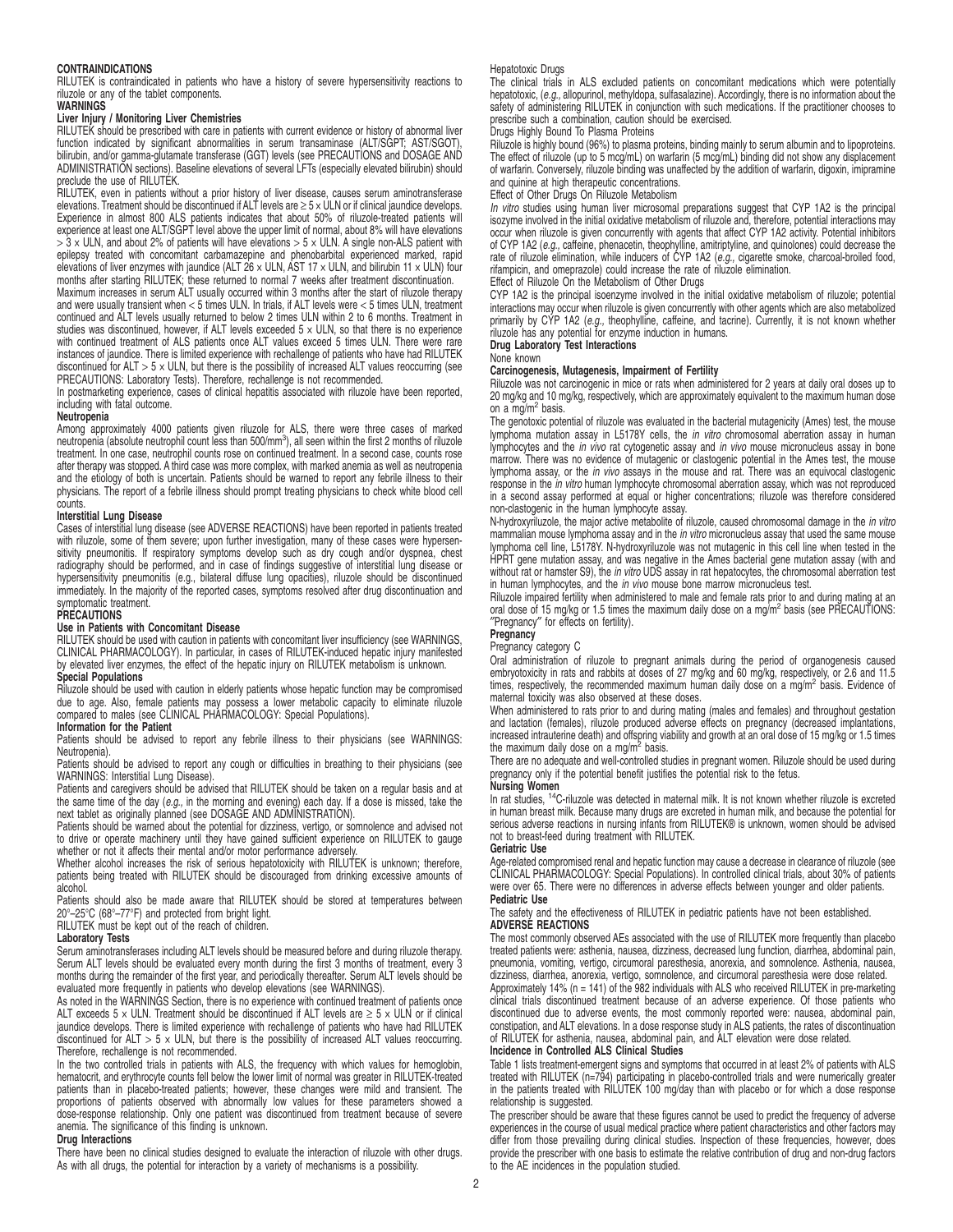## CONTRAINDICATIONS

RILUTEK is contraindicated in patients who have a history of severe hypersensitivity reactions to riluzole or any of the tablet components.

## WARNINGS

### Liver Injury / Monitoring Liver Chemistries

RILUTEK should be prescribed with care in patients with current evidence or history of abnormal liver function indicated by significant abnormalities in serum transaminase (ALT/SGPT; AST/SGOT), bilirubin, and/or gamma-glutamate transferase (GGT) levels (see PRECAUTIONS and DOSAGE AND ADMINISTRATION sections). Baseline elevations of several LFTs (especially elevated bilirubin) should preclude the use of RILUTEK.

RILUTEK, even in patients without a prior history of liver disease, causes serum aminotransferase elevations. Treatment should be discontinued if ALT levels are ≥ 5 × ULN or if clinical jaundice develops. Experience in almost 800 ALS patients indicates that about 50% of riluzole-treated patients will experience at least one ALT/SGPT level above the upper limit of normal, about 8% will have elevations > 3 × ULN, and about 2% of patients will have elevations > 5 × ULN. A single non-ALS patient with epilepsy treated with concomitant carbamazepine and phenobarbital experienced marked, rapid elevations of liver enzymes with jaundice (ALT 26 × ULN, AST 17 × ULN, and bilirubin 11 × ULN) four months after starting RILUTEK; these returned to normal 7 weeks after treatment discontinuation.

Maximum increases in serum ALT usually occurred within 3 months after the start of riluzole therapy and were usually transient when < 5 times ULN. In trials, if ALT levels were < 5 times ULN, treatment continued and ALT levels usually returned to below 2 times ULN within 2 to 6 months. Treatment in studies was discontinued, however, if ALT levels exceeded 5 × ULN, so that there is no experience with continued treatment of ALS patients once ALT values exceed 5 times ULN. There were rare instances of jaundice. There is limited experience with rechallenge of patients who have had RILUTEK discontinued for ALT > 5 × ULN, but there is the possibility of increased ALT values reoccurring (see PRECAUTIONS: Laboratory Tests). Therefore, rechallenge is not recommended.

In postmarketing experience, cases of clinical hepatitis associated with riluzole have been reported, including with fatal outcome.

### Neutropenia

Among approximately 4000 patients given riluzole for ALS, there were three cases of marked neutropenia (absolute neutrophil count less than 500/mm$^3$), all seen within the first 2 months of riluzole treatment. In one case, neutrophil counts rose on continued treatment. In a second case, counts rose after therapy was stopped. A third case was more complex, with marked anemia as well as neutropenia and the etiology of both is uncertain. Patients should be warned to report any febrile illness to their physicians. The report of a febrile illness should prompt treating physicians to check white blood cell counts.

### Interstitial Lung Disease

Cases of interstitial lung disease (see ADVERSE REACTIONS) have been reported in patients treated with riluzole, some of them severe; upon further investigation, many of these cases were hypersensitivity pneumonitis. If respiratory symptoms develop such as dry cough and/or dyspnea, chest radiography should be performed, and in case of findings suggestive of interstitial lung disease or hypersensitivity pneumonitis (e.g., bilateral diffuse lung opacities), riluzole should be discontinued immediately. In the majority of the reported cases, symptoms resolved after drug discontinuation and symptomatic treatment.

## PRECAUTIONS

### Use in Patients with Concomitant Disease

RILUTEK should be used with caution in patients with concomitant liver insufficiency (see WARNINGS, CLINICAL PHARMACOLOGY). In particular, in cases of RILUTEK-induced hepatic injury manifested by elevated liver enzymes, the effect of the hepatic injury on RILUTEK metabolism is unknown.

### Special Populations

Riluzole should be used with caution in elderly patients whose hepatic function may be compromised due to age. Also, female patients may possess a lower metabolic capacity to eliminate riluzole compared to males (see CLINICAL PHARMACOLOGY: Special Populations).

### Information for the Patient

Patients should be advised to report any febrile illness to their physicians (see WARNINGS: Neutropenia).

Patients should be advised to report any cough or difficulties in breathing to their physicians (see WARNINGS: Interstitial Lung Disease).

Patients and caregivers should be advised that RILUTEK should be taken on a regular basis and at the same time of the day (*e.g.,* in the morning and evening) each day. If a dose is missed, take the next tablet as originally planned (see DOSAGE AND ADMINISTRATION).

Patients should be warned about the potential for dizziness, vertigo, or somnolence and advised not to drive or operate machinery until they have gained sufficient experience on RILUTEK to gauge whether or not it affects their mental and/or motor performance adversely.

Whether alcohol increases the risk of serious hepatotoxicity with RILUTEK is unknown; therefore, patients being treated with RILUTEK should be discouraged from drinking excessive amounts of alcohol.

Patients should also be made aware that RILUTEK should be stored at temperatures between 20°–25°C (68°–77°F) and protected from bright light.

RILUTEK must be kept out of the reach of children.

### Laboratory Tests

Serum aminotransferases including ALT levels should be measured before and during riluzole therapy. Serum ALT levels should be evaluated every month during the first 3 months of treatment, every 3 months during the remainder of the first year, and periodically thereafter. Serum ALT levels should be evaluated more frequently in patients who develop elevations (see WARNINGS).

As noted in the WARNINGS Section, there is no experience with continued treatment of patients once ALT exceeds 5 × ULN. Treatment should be discontinued if ALT levels are ≥ 5 × ULN or if clinical jaundice develops. There is limited experience with rechallenge of patients who have had RILUTEK discontinued for ALT > 5 × ULN, but there is the possibility of increased ALT values reoccurring. Therefore, rechallenge is not recommended.

In the two controlled trials in patients with ALS, the frequency with which values for hemoglobin, hematocrit, and erythrocyte counts fell below the lower limit of normal was greater in RILUTEK-treated patients than in placebo-treated patients; however, these changes were mild and transient. The proportions of patients observed with abnormally low values for these parameters showed a dose-response relationship. Only one patient was discontinued from treatment because of severe anemia. The significance of this finding is unknown.

### Drug Interactions

There have been no clinical studies designed to evaluate the interaction of riluzole with other drugs. As with all drugs, the potential for interaction by a variety of mechanisms is a possibility.

Hepatotoxic Drugs

The clinical trials in ALS excluded patients on concomitant medications which were potentially hepatotoxic, (*e.g.,* allopurinol, methyldopa, sulfasalazine). Accordingly, there is no information about the safety of administering RILUTEK in conjunction with such medications. If the practitioner chooses to prescribe such a combination, caution should be exercised.

Drugs Highly Bound To Plasma Proteins

Riluzole is highly bound (96%) to plasma proteins, binding mainly to serum albumin and to lipoproteins. The effect of riluzole (up to 5 mcg/mL) on warfarin (5 mcg/mL) binding did not show any displacement of warfarin. Conversely, riluzole binding was unaffected by the addition of warfarin, digoxin, imipramine and quinine at high therapeutic concentrations.

Effect of Other Drugs On Riluzole Metabolism

*In vitro* studies using human liver microsomal preparations suggest that CYP 1A2 is the principal isozyme involved in the initial oxidative metabolism of riluzole and, therefore, potential interactions may occur when riluzole is given concurrently with agents that affect CYP 1A2 activity. Potential inhibitors of CYP 1A2 (*e.g.,* caffeine, phenacetin, theophylline, amitriptyline, and quinolones) could decrease the rate of riluzole elimination, while inducers of CYP 1A2 (*e.g.,* cigarette smoke, charcoal-broiled food, rifampicin, and omeprazole) could increase the rate of riluzole elimination.

Effect of Riluzole On the Metabolism of Other Drugs

CYP 1A2 is the principal isoenzyme involved in the initial oxidative metabolism of riluzole; potential interactions may occur when riluzole is given concurrently with other agents which are also metabolized primarily by CYP 1A2 (*e.g.,* theophylline, caffeine, and tacrine). Currently, it is not known whether riluzole has any potential for enzyme induction in humans.

### Drug Laboratory Test Interactions

None known

### Carcinogenesis, Mutagenesis, Impairment of Fertility

Riluzole was not carcinogenic in mice or rats when administered for 2 years at daily oral doses up to 20 mg/kg and 10 mg/kg, respectively, which are approximately equivalent to the maximum human dose on a mg/m$^2$ basis.

The genotoxic potential of riluzole was evaluated in the bacterial mutagenicity (Ames) test, the mouse lymphoma mutation assay in L5178Y cells, the *in vitro* chromosomal aberration assay in human lymphocytes and the *in vivo* rat cytogenetic assay and *in vivo* mouse micronucleus assay in bone marrow. There was no evidence of mutagenic or clastogenic potential in the Ames test, the mouse lymphoma assay, or the *in vivo* assays in the mouse and rat. There was an equivocal clastogenic response in the *in vitro* human lymphocyte chromosomal aberration assay, which was not reproduced in a second assay performed at equal or higher concentrations; riluzole was therefore considered non-clastogenic in the human lymphocyte assay.

N-hydroxyriluzole, the major active metabolite of riluzole, caused chromosomal damage in the *in vitro* mammalian mouse lymphoma assay and in the *in vitro* micronucleus assay that used the same mouse lymphoma cell line, L5178Y. N-hydroxyriluzole was not mutagenic in this cell line when tested in the HPRT gene mutation assay, and was negative in the Ames bacterial gene mutation assay (with and without rat or hamster S9), the *in vitro* UDS assay in rat hepatocytes, the chromosomal aberration test in human lymphocytes, and the *in vivo* mouse bone marrow micronucleus test.

Riluzole impaired fertility when administered to male and female rats prior to and during mating at an oral dose of 15 mg/kg or 1.5 times the maximum daily dose on a mg/m$^2$ basis (see PRECAUTIONS: "Pregnancy" for effects on fertility).

### Pregnancy

Pregnancy category C

Oral administration of riluzole to pregnant animals during the period of organogenesis caused embryotoxicity in rats and rabbits at doses of 27 mg/kg and 60 mg/kg, respectively, or 2.6 and 11.5 times, respectively, the recommended maximum human daily dose on a mg/m$^2$ basis. Evidence of maternal toxicity was also observed at these doses.

When administered to rats prior to and during mating (males and females) and throughout gestation and lactation (females), riluzole produced adverse effects on pregnancy (decreased implantations, increased intrauterine death) and offspring viability and growth at an oral dose of 15 mg/kg or 1.5 times the maximum daily dose on a mg/m$^2$ basis.

There are no adequate and well-controlled studies in pregnant women. Riluzole should be used during pregnancy only if the potential benefit justifies the potential risk to the fetus.

### Nursing Women

In rat studies, $^{14}$C-riluzole was detected in maternal milk. It is not known whether riluzole is excreted in human breast milk. Because many drugs are excreted in human milk, and because the potential for serious adverse reactions in nursing infants from RILUTEK® is unknown, women should be advised not to breast-feed during treatment with RILUTEK.

### Geriatric Use

Age-related compromised renal and hepatic function may cause a decrease in clearance of riluzole (see CLINICAL PHARMACOLOGY: Special Populations). In controlled clinical trials, about 30% of patients were over 65. There were no differences in adverse effects between younger and older patients.

### Pediatric Use

The safety and the effectiveness of RILUTEK in pediatric patients have not been established.

## ADVERSE REACTIONS

The most commonly observed AEs associated with the use of RILUTEK more frequently than placebo treated patients were: asthenia, nausea, dizziness, decreased lung function, diarrhea, abdominal pain, pneumonia, vomiting, vertigo, circumoral paresthesia, anorexia, and somnolence. Asthenia, nausea, dizziness, diarrhea, anorexia, vertigo, somnolence, and circumoral paresthesia were dose related.

Approximately 14% (n = 141) of the 982 individuals with ALS who received RILUTEK in pre-marketing clinical trials discontinued treatment because of an adverse experience. Of those patients who discontinued due to adverse events, the most commonly reported were: nausea, abdominal pain, constipation, and ALT elevations. In a dose response study in ALS patients, the rates of discontinuation of RILUTEK for asthenia, nausea, abdominal pain, and ALT elevation were dose related.

### Incidence in Controlled ALS Clinical Studies

Table 1 lists treatment-emergent signs and symptoms that occurred in at least 2% of patients with ALS treated with RILUTEK (n=794) participating in placebo-controlled trials and were numerically greater in the patients treated with RILUTEK 100 mg/day than with placebo or for which a dose response relationship is suggested.

The prescriber should be aware that these figures cannot be used to predict the frequency of adverse experiences in the course of usual medical practice where patient characteristics and other factors may differ from those prevailing during clinical studies. Inspection of these frequencies, however, does provide the prescriber with one basis to estimate the relative contribution of drug and non-drug factors to the AE incidences in the population studied.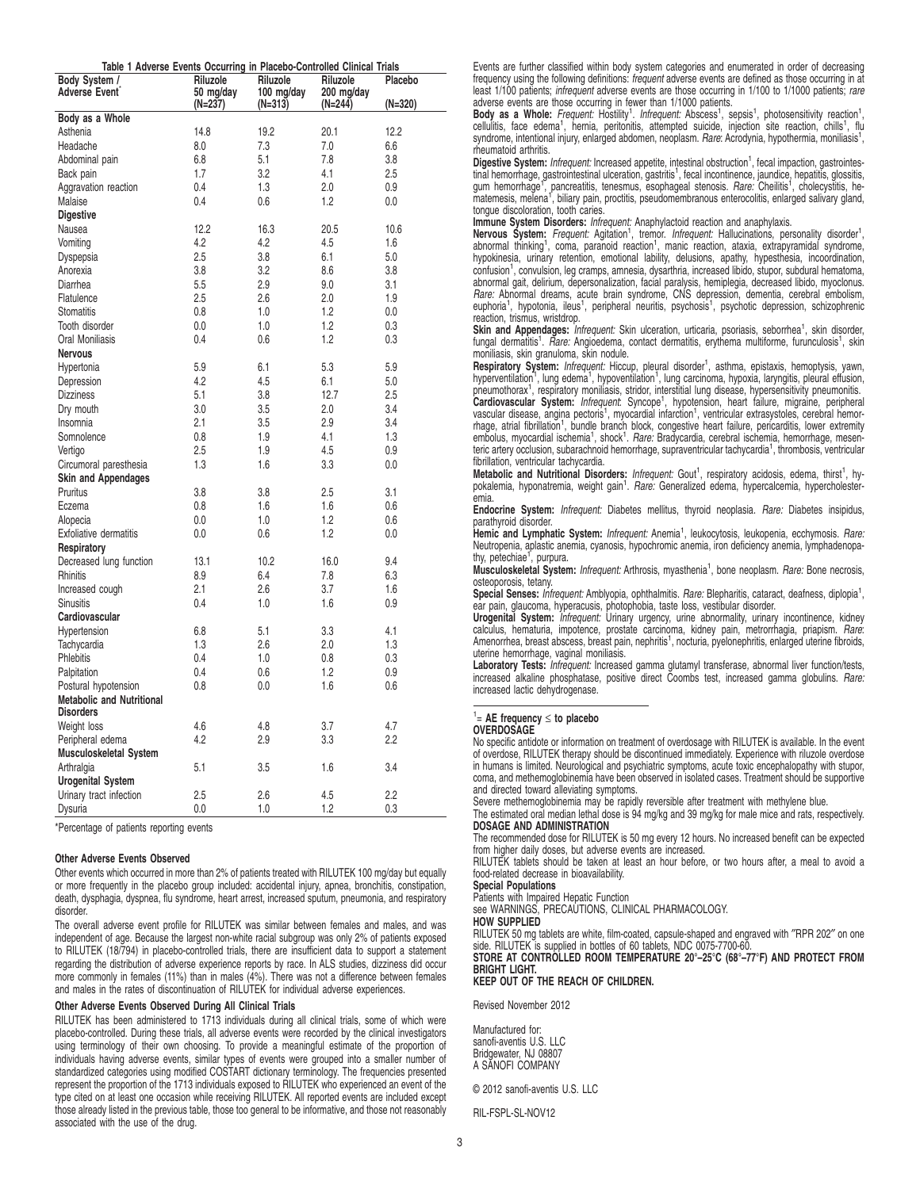**Table 1 Adverse Events Occurring in Placebo-Controlled Clinical Trials**

| Body System / Adverse Event* | Riluzole 50 mg/day (N=237) | Riluzole 100 mg/day (N=313) | Riluzole 200 mg/day (N=244) | Placebo (N=320) |
|---|---|---|---|---|
| **Body as a Whole** | | | | |
| Asthenia | 14.8 | 19.2 | 20.1 | 12.2 |
| Headache | 8.0 | 7.3 | 7.0 | 6.6 |
| Abdominal pain | 6.8 | 5.1 | 7.8 | 3.8 |
| Back pain | 1.7 | 3.2 | 4.1 | 2.5 |
| Aggravation reaction | 0.4 | 1.3 | 2.0 | 0.9 |
| Malaise | 0.4 | 0.6 | 1.2 | 0.0 |
| **Digestive** | | | | |
| Nausea | 12.2 | 16.3 | 20.5 | 10.6 |
| Vomiting | 4.2 | 4.2 | 4.5 | 1.6 |
| Dyspepsia | 2.5 | 3.8 | 6.1 | 5.0 |
| Anorexia | 3.8 | 3.2 | 8.6 | 3.8 |
| Diarrhea | 5.5 | 2.9 | 9.0 | 3.1 |
| Flatulence | 2.5 | 2.6 | 2.0 | 1.9 |
| Stomatitis | 0.8 | 1.0 | 1.2 | 0.0 |
| Tooth disorder | 0.0 | 1.0 | 1.2 | 0.3 |
| Oral Moniliasis | 0.4 | 0.6 | 1.2 | 0.3 |
| **Nervous** | | | | |
| Hypertonia | 5.9 | 6.1 | 5.3 | 5.9 |
| Depression | 4.2 | 4.5 | 6.1 | 5.0 |
| Dizziness | 5.1 | 3.8 | 12.7 | 2.5 |
| Dry mouth | 3.0 | 3.5 | 2.0 | 3.4 |
| Insomnia | 2.1 | 3.5 | 2.9 | 3.4 |
| Somnolence | 0.8 | 1.9 | 4.1 | 1.3 |
| Vertigo | 2.5 | 1.9 | 4.5 | 0.9 |
| Circumoral paresthesia | 1.3 | 1.6 | 3.3 | 0.0 |
| **Skin and Appendages** | | | | |
| Pruritus | 3.8 | 3.8 | 2.5 | 3.1 |
| Eczema | 0.8 | 1.6 | 1.6 | 0.6 |
| Alopecia | 0.0 | 1.0 | 1.2 | 0.6 |
| Exfoliative dermatitis | 0.0 | 0.6 | 1.2 | 0.0 |
| **Respiratory** | | | | |
| Decreased lung function | 13.1 | 10.2 | 16.0 | 9.4 |
| Rhinitis | 8.9 | 6.4 | 7.8 | 6.3 |
| Increased cough | 2.1 | 2.6 | 3.7 | 1.6 |
| Sinusitis | 0.4 | 1.0 | 1.6 | 0.9 |
| **Cardiovascular** | | | | |
| Hypertension | 6.8 | 5.1 | 3.3 | 4.1 |
| Tachycardia | 1.3 | 2.6 | 2.0 | 1.3 |
| Phlebitis | 0.4 | 1.0 | 0.8 | 0.3 |
| Palpitation | 0.4 | 0.6 | 1.2 | 0.9 |
| Postural hypotension | 0.8 | 0.0 | 1.6 | 0.6 |
| **Metabolic and Nutritional Disorders** | | | | |
| Weight loss | 4.6 | 4.8 | 3.7 | 4.7 |
| Peripheral edema | 4.2 | 2.9 | 3.3 | 2.2 |
| **Musculoskeletal System** | | | | |
| Arthralgia | 5.1 | 3.5 | 1.6 | 3.4 |
| **Urogenital System** | | | | |
| Urinary tract infection | 2.5 | 2.6 | 4.5 | 2.2 |
| Dysuria | 0.0 | 1.0 | 1.2 | 0.3 |

*Percentage of patients reporting events

**Other Adverse Events Observed**

Other events which occurred in more than 2% of patients treated with RILUTEK 100 mg/day but equally or more frequently in the placebo group included: accidental injury, apnea, bronchitis, constipation, death, dysphagia, dyspnea, flu syndrome, heart arrest, increased sputum, pneumonia, and respiratory disorder.

The overall adverse event profile for RILUTEK was similar between females and males, and was independent of age. Because the largest non-white racial subgroup was only 2% of patients exposed to RILUTEK (18/794) in placebo-controlled trials, there are insufficient data to support a statement regarding the distribution of adverse experience reports by race. In ALS studies, dizziness did occur more commonly in females (11%) than in males (4%). There was not a difference between females and males in the rates of discontinuation of RILUTEK for individual adverse experiences.

**Other Adverse Events Observed During All Clinical Trials**

RILUTEK has been administered to 1713 individuals during all clinical trials, some of which were placebo-controlled. During these trials, all adverse events were recorded by the clinical investigators using terminology of their own choosing. To provide a meaningful estimate of the proportion of individuals having adverse events, similar types of events were grouped into a smaller number of standardized categories using modified COSTART dictionary terminology. The frequencies presented represent the proportion of the 1713 individuals exposed to RILUTEK who experienced an event of the type cited on at least one occasion while receiving RILUTEK. All reported events are included except those already listed in the previous table, those too general to be informative, and those not reasonably associated with the use of the drug.

Events are further classified within body system categories and enumerated in order of decreasing frequency using the following definitions: *frequent* adverse events are defined as those occurring in at least 1/100 patients; *infrequent* adverse events are those occurring in 1/100 to 1/1000 patients; *rare* adverse events are those occurring in fewer than 1/1000 patients.

**Body as a Whole:** *Frequent:* Hostility[1]. *Infrequent:* Abscess[1], sepsis[1], photosensitivity reaction[1], cellulitis, face edema[1], hernia, peritonitis, attempted suicide, injection site reaction, chills[1], flu syndrome, intentional injury, enlarged abdomen, neoplasm. *Rare:* Acrodynia, hypothermia, moniliasis[1], rheumatoid arthritis.

**Digestive System:** *Infrequent:* Increased appetite, intestinal obstruction[1], fecal impaction, gastrointestinal hemorrhage, gastrointestinal ulceration, gastritis[1], fecal incontinence, jaundice, hepatitis, glossitis, gum hemorrhage[1], pancreatitis, tenesmus, esophageal stenosis. *Rare:* Cheilitis[1], cholecystitis, hematemesis, melena[1], biliary pain, proctitis, pseudomembranous enterocolitis, enlarged salivary gland, tongue discoloration, tooth caries.

**Immune System Disorders:** *Infrequent:* Anaphylactoid reaction and anaphylaxis.

**Nervous System:** *Frequent:* Agitation[1], tremor. *Infrequent:* Hallucinations, personality disorder[1], abnormal thinking[1], coma, paranoid reaction[1], manic reaction, ataxia, extrapyramidal syndrome, hypokinesia, urinary retention, emotional lability, delusions, apathy, hypesthesia, incoordination, confusion[1], convulsion, leg cramps, amnesia, dysarthria, increased libido, stupor, subdural hematoma, abnormal gait, delirium, depersonalization, facial paralysis, hemiplegia, decreased libido, myoclonus. *Rare:* Abnormal dreams, acute brain syndrome, CNS depression, dementia, cerebral embolism, euphoria[1], hypotonia, ileus[1], peripheral neuritis, psychosis[1], psychotic depression, schizophrenic reaction, trismus, wristdrop.

**Skin and Appendages:** *Infrequent:* Skin ulceration, urticaria, psoriasis, seborrhea[1], skin disorder, fungal dermatitis[1]. *Rare:* Angioedema, contact dermatitis, erythema multiforme, furunculosis[1], skin moniliasis, skin granuloma, skin nodule.

**Respiratory System:** *Infrequent:* Hiccup, pleural disorder[1], asthma, epistaxis, hemoptysis, yawn, hyperventilation[1], lung edema[1], hypoventilation[1], lung carcinoma, hypoxia, laryngitis, pleural effusion, pneumothorax[1], respiratory moniliasis, stridor, interstitial lung disease, hypersensitivity pneumonitis.

**Cardiovascular System:** *Infrequent:* Syncope[1], hypotension, heart failure, migraine, peripheral vascular disease, angina pectoris[1], myocardial infarction[1], ventricular extrasystoles, cerebral hemorrhage, atrial fibrillation[1], bundle branch block, congestive heart failure, pericarditis, lower extremity embolus, myocardial ischemia[1], shock[1]. *Rare:* Bradycardia, cerebral ischemia, hemorrhage, mesenteric artery occlusion, subarachnoid hemorrhage, supraventricular tachycardia[1], thrombosis, ventricular fibrillation, ventricular tachycardia.

**Metabolic and Nutritional Disorders:** *Infrequent:* Gout[1], respiratory acidosis, edema, thirst[1], hypokalemia, hyponatremia, weight gain[1]. *Rare:* Generalized edema, hypercalcemia, hypercholesteremia.

**Endocrine System:** *Infrequent:* Diabetes mellitus, thyroid neoplasia. *Rare:* Diabetes insipidus, parathyroid disorder.

**Hemic and Lymphatic System:** *Infrequent:* Anemia[1], leukocytosis, leukopenia, ecchymosis. *Rare:* Neutropenia, aplastic anemia, cyanosis, hypochromic anemia, iron deficiency anemia, lymphadenopathy, petechiae[1], purpura.

**Musculoskeletal System:** *Infrequent:* Arthrosis, myasthenia[1], bone neoplasm. *Rare:* Bone necrosis, osteoporosis, tetany.

**Special Senses:** *Infrequent:* Amblyopia, ophthalmitis. *Rare:* Blepharitis, cataract, deafness, diplopia[1], ear pain, glaucoma, hyperacusis, photophobia, taste loss, vestibular disorder.

**Urogenital System:** *Infrequent:* Urinary urgency, urine abnormality, urinary incontinence, kidney calculus, hematuria, impotence, prostate carcinoma, kidney pain, metrorrhagia, priapism. *Rare:* Amenorrhea, breast abscess, breast pain, nephritis[1], nocturia, pyelonephritis, enlarged uterine fibroids, uterine hemorrhage, vaginal moniliasis.

**Laboratory Tests:** *Infrequent:* Increased gamma glutamyl transferase, abnormal liver function/tests, increased alkaline phosphatase, positive direct Coombs test, increased gamma globulins. *Rare:* increased lactic dehydrogenase.

[1]= **AE frequency ≤ to placebo**

## OVERDOSAGE

No specific antidote or information on treatment of overdosage with RILUTEK is available. In the event of overdose, RILUTEK therapy should be discontinued immediately. Experience with riluzole overdose in humans is limited. Neurological and psychiatric symptoms, acute toxic encephalopathy with stupor, coma, and methemoglobinemia have been observed in isolated cases. Treatment should be supportive and directed toward alleviating symptoms.

Severe methemoglobinemia may be rapidly reversible after treatment with methylene blue.

The estimated oral median lethal dose is 94 mg/kg and 39 mg/kg for male mice and rats, respectively.

## DOSAGE AND ADMINISTRATION

The recommended dose for RILUTEK is 50 mg every 12 hours. No increased benefit can be expected from higher daily doses, but adverse events are increased.

RILUTEK tablets should be taken at least an hour before, or two hours after, a meal to avoid a food-related decrease in bioavailability.

**Special Populations**

Patients with Impaired Hepatic Function

see WARNINGS, PRECAUTIONS, CLINICAL PHARMACOLOGY.

## HOW SUPPLIED

RILUTEK 50 mg tablets are white, film-coated, capsule-shaped and engraved with "RPR 202" on one side. RILUTEK is supplied in bottles of 60 tablets, NDC 0075-7700-60.

**STORE AT CONTROLLED ROOM TEMPERATURE 20°–25°C (68°–77°F) AND PROTECT FROM BRIGHT LIGHT.**

**KEEP OUT OF THE REACH OF CHILDREN.**

Revised November 2012

Manufactured for:
sanofi-aventis U.S. LLC
Bridgewater, NJ 08807
A SANOFI COMPANY

© 2012 sanofi-aventis U.S. LLC

RIL-FSPL-SL-NOV12